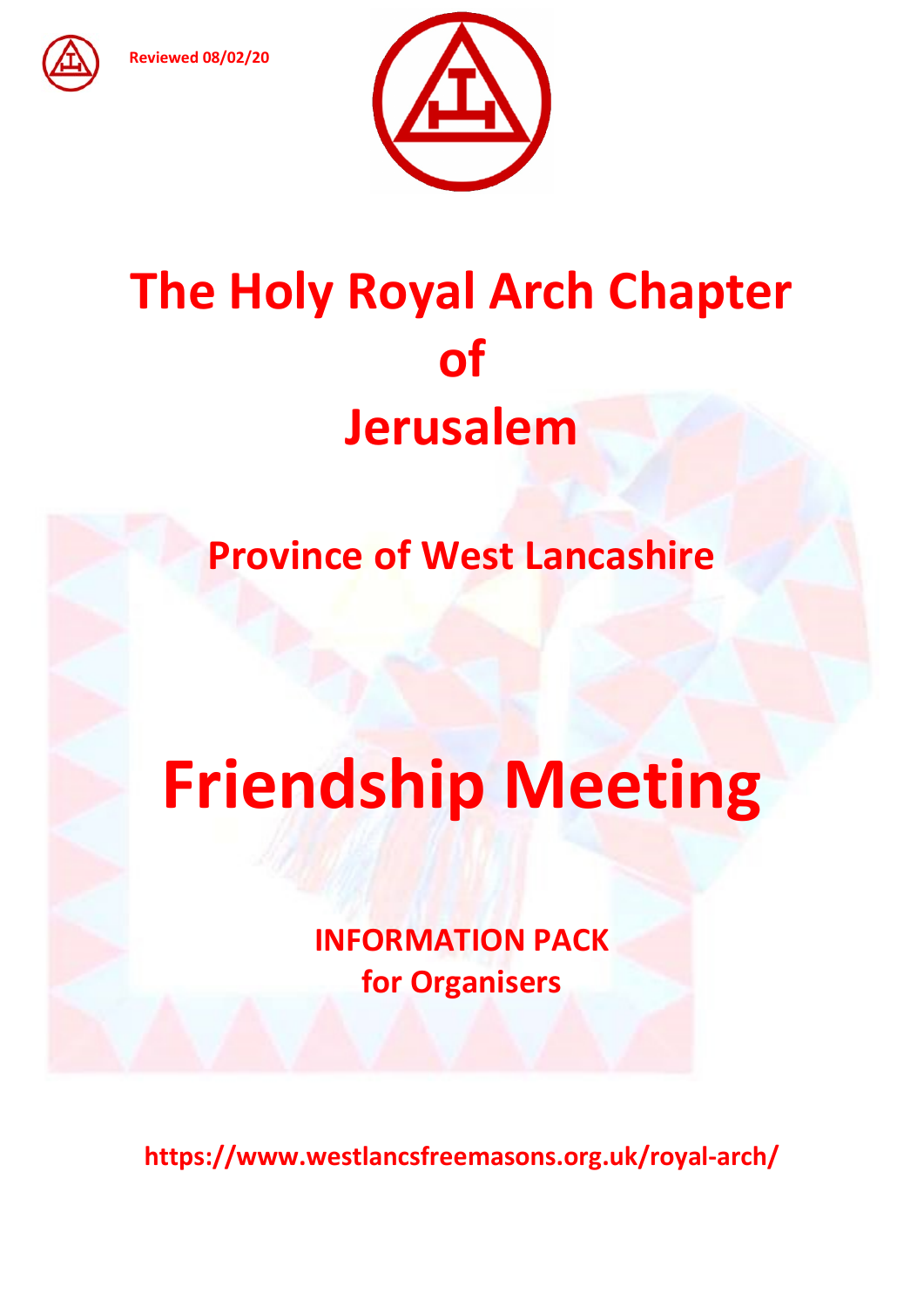Reviewed 08/02/20

# The Holy Royal Arch Chapter of Jerusalem

## Province of West Lancashire

# Friendship Meeting

**INFORMATION PACK for Organisers**

https://www.westlancsfreemasons.org.uk/royal-arch/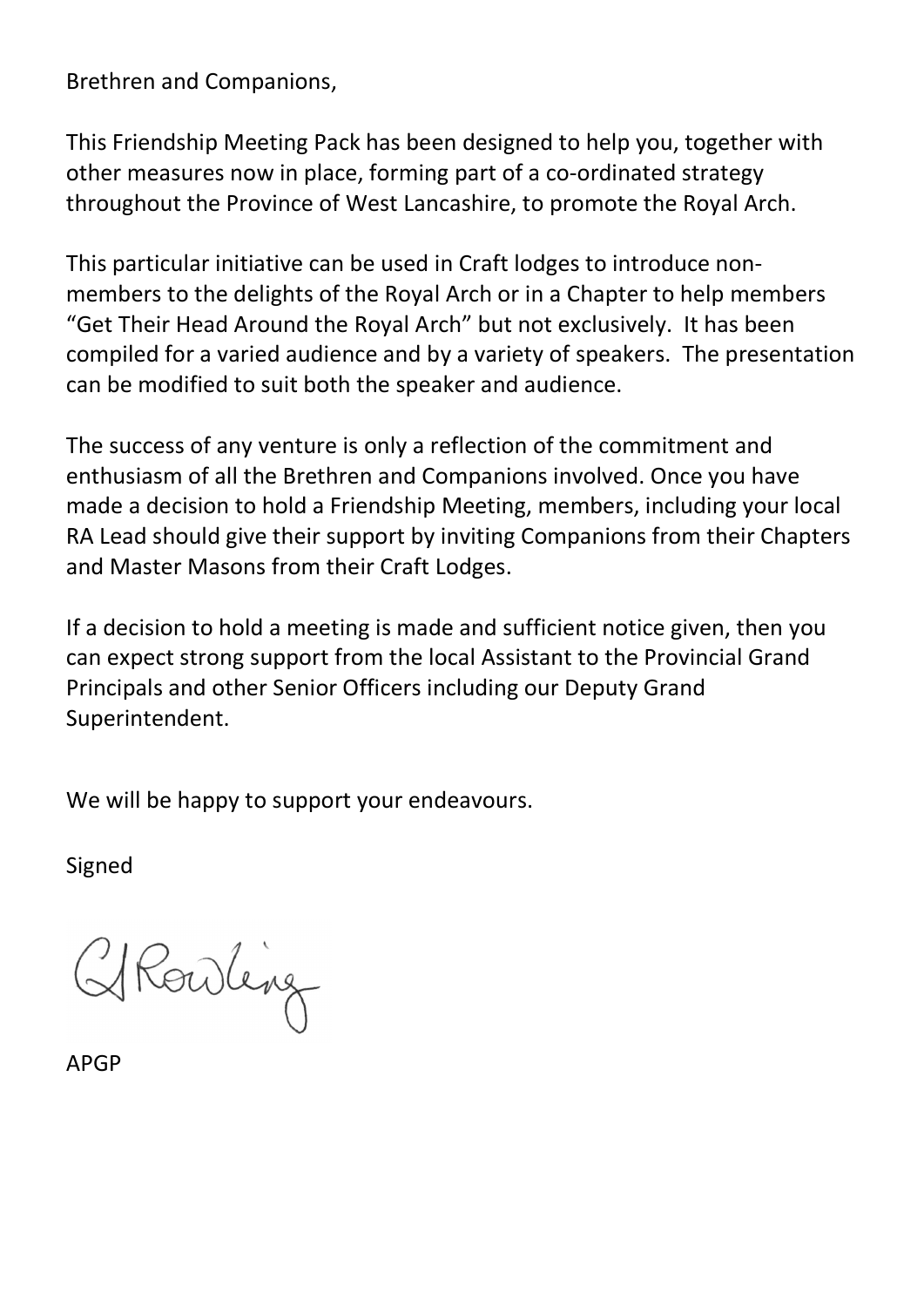Brethren and Companions,

This Friendship Meeting Pack has been designed to help you, together with other measures now in place, forming part of a co-ordinated strategy throughout the Province of West Lancashire, to promote the Royal Arch.

This particular initiative can be used in Craft lodges to introduce non-members to the delights of the Royal Arch or in a Chapter to help members "Get Their Head Around the Royal Arch" but not exclusively. It has been compiled for a varied audience and by a variety of speakers. The presentation can be modified to suit both the speaker and audience.

The success of any venture is only a reflection of the commitment and enthusiasm of all the Brethren and Companions involved. Once you have made a decision to hold a Friendship Meeting, members, including your local RA Lead should give their support by inviting Companions from their Chapters and Master Masons from their Craft Lodges.

If a decision to hold a meeting is made and sufficient notice given, then you can expect strong support from the local Assistant to the Provincial Grand Principals and other Senior Officers including our Deputy Grand Superintendent.

We will be happy to support your endeavours.

Signed

G J Rowling

APGP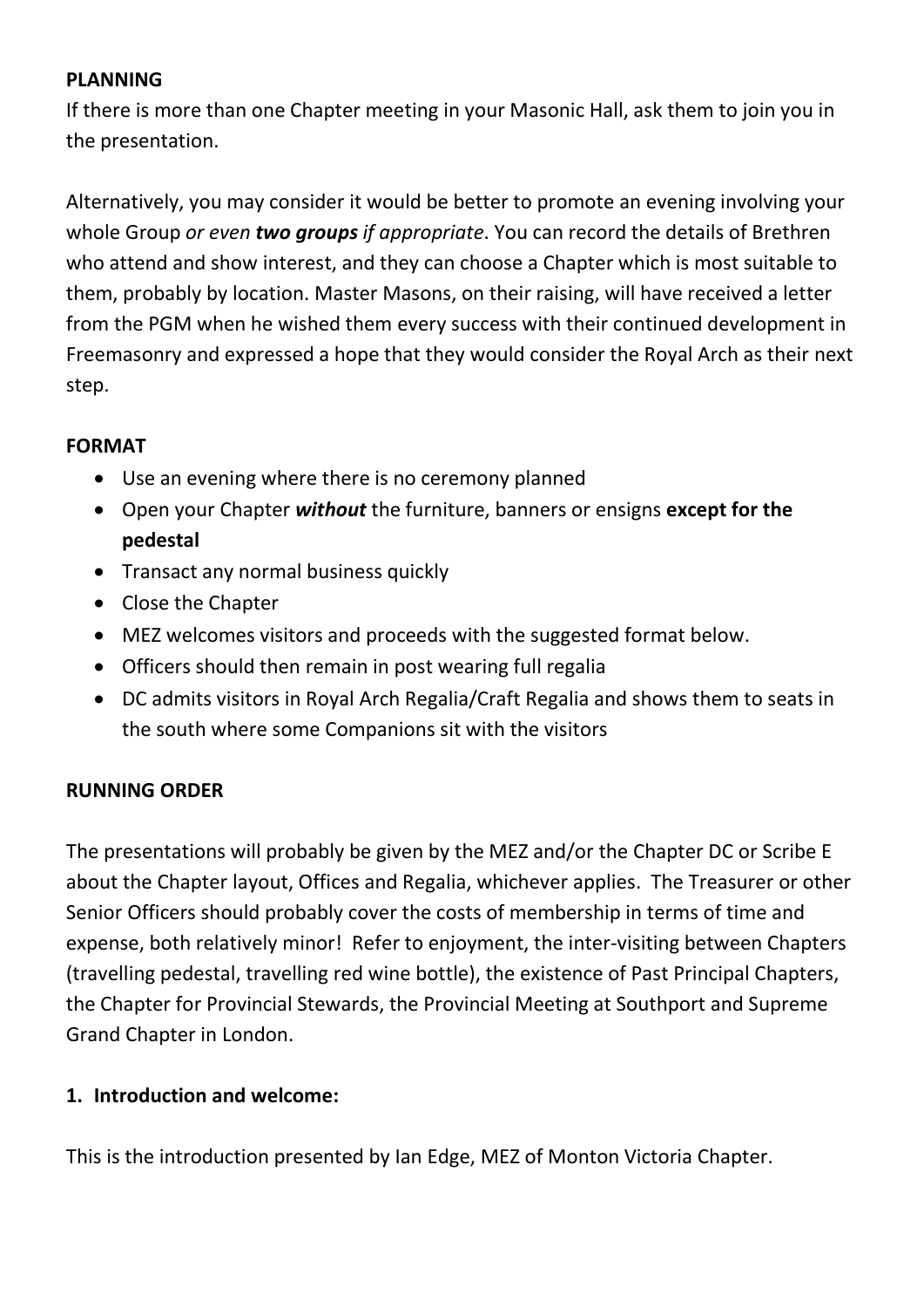## PLANNING

If there is more than one Chapter meeting in your Masonic Hall, ask them to join you in the presentation.

Alternatively, you may consider it would be better to promote an evening involving your whole Group *or even* ***two groups*** *if appropriate*. You can record the details of Brethren who attend and show interest, and they can choose a Chapter which is most suitable to them, probably by location. Master Masons, on their raising, will have received a letter from the PGM when he wished them every success with their continued development in Freemasonry and expressed a hope that they would consider the Royal Arch as their next step.

## FORMAT

- Use an evening where there is no ceremony planned
- Open your Chapter ***without*** the furniture, banners or ensigns **except for the pedestal**
- Transact any normal business quickly
- Close the Chapter
- MEZ welcomes visitors and proceeds with the suggested format below.
- Officers should then remain in post wearing full regalia
- DC admits visitors in Royal Arch Regalia/Craft Regalia and shows them to seats in the south where some Companions sit with the visitors

## RUNNING ORDER

The presentations will probably be given by the MEZ and/or the Chapter DC or Scribe E about the Chapter layout, Offices and Regalia, whichever applies. The Treasurer or other Senior Officers should probably cover the costs of membership in terms of time and expense, both relatively minor! Refer to enjoyment, the inter-visiting between Chapters (travelling pedestal, travelling red wine bottle), the existence of Past Principal Chapters, the Chapter for Provincial Stewards, the Provincial Meeting at Southport and Supreme Grand Chapter in London.

### 1. Introduction and welcome:

This is the introduction presented by Ian Edge, MEZ of Monton Victoria Chapter.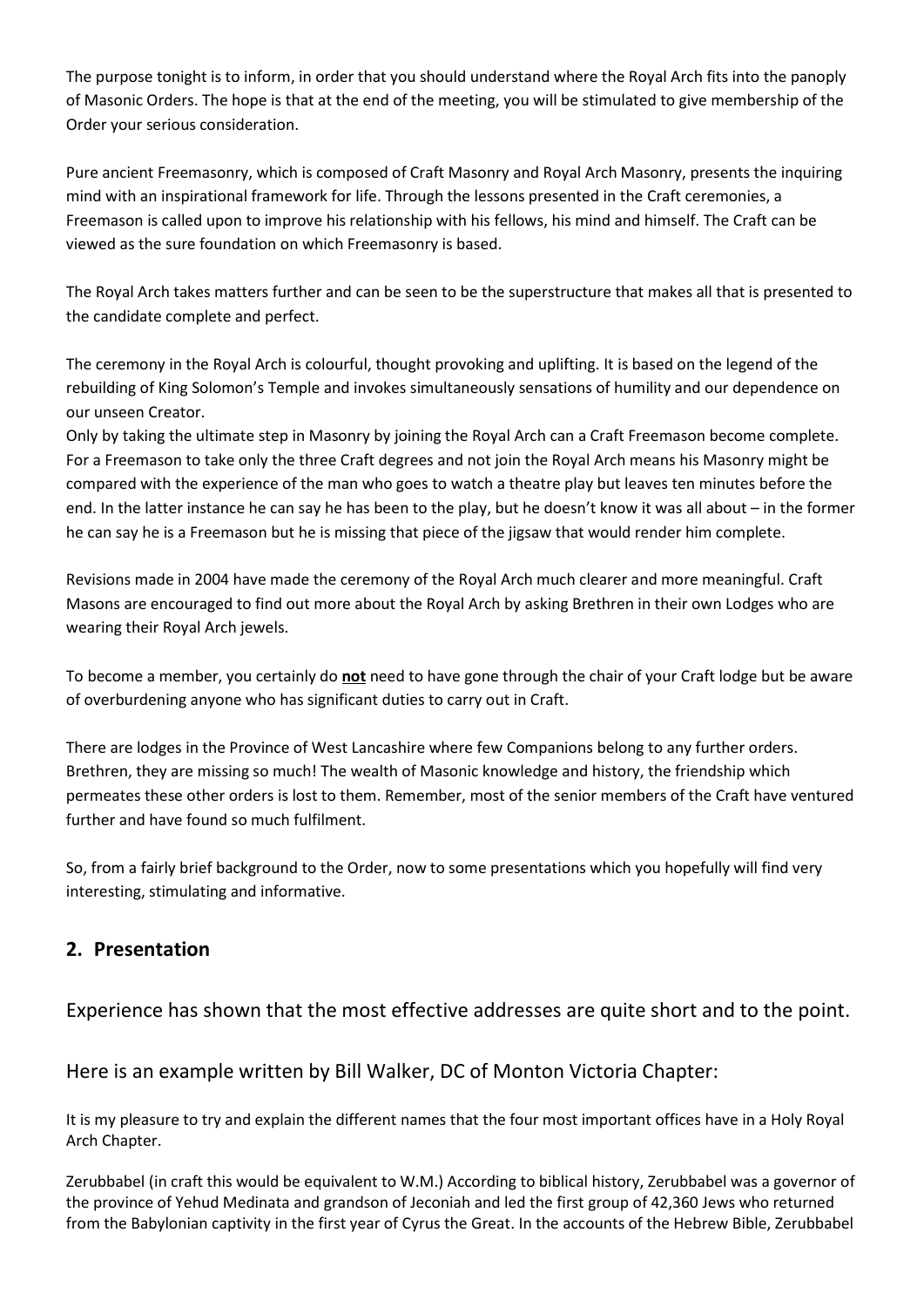The purpose tonight is to inform, in order that you should understand where the Royal Arch fits into the panoply of Masonic Orders. The hope is that at the end of the meeting, you will be stimulated to give membership of the Order your serious consideration.

Pure ancient Freemasonry, which is composed of Craft Masonry and Royal Arch Masonry, presents the inquiring mind with an inspirational framework for life. Through the lessons presented in the Craft ceremonies, a Freemason is called upon to improve his relationship with his fellows, his mind and himself. The Craft can be viewed as the sure foundation on which Freemasonry is based.

The Royal Arch takes matters further and can be seen to be the superstructure that makes all that is presented to the candidate complete and perfect.

The ceremony in the Royal Arch is colourful, thought provoking and uplifting. It is based on the legend of the rebuilding of King Solomon's Temple and invokes simultaneously sensations of humility and our dependence on our unseen Creator.
Only by taking the ultimate step in Masonry by joining the Royal Arch can a Craft Freemason become complete. For a Freemason to take only the three Craft degrees and not join the Royal Arch means his Masonry might be compared with the experience of the man who goes to watch a theatre play but leaves ten minutes before the end. In the latter instance he can say he has been to the play, but he doesn't know it was all about – in the former he can say he is a Freemason but he is missing that piece of the jigsaw that would render him complete.

Revisions made in 2004 have made the ceremony of the Royal Arch much clearer and more meaningful. Craft Masons are encouraged to find out more about the Royal Arch by asking Brethren in their own Lodges who are wearing their Royal Arch jewels.

To become a member, you certainly do **not** need to have gone through the chair of your Craft lodge but be aware of overburdening anyone who has significant duties to carry out in Craft.

There are lodges in the Province of West Lancashire where few Companions belong to any further orders. Brethren, they are missing so much! The wealth of Masonic knowledge and history, the friendship which permeates these other orders is lost to them. Remember, most of the senior members of the Craft have ventured further and have found so much fulfilment.

So, from a fairly brief background to the Order, now to some presentations which you hopefully will find very interesting, stimulating and informative.

## 2. Presentation

Experience has shown that the most effective addresses are quite short and to the point.

Here is an example written by Bill Walker, DC of Monton Victoria Chapter:

It is my pleasure to try and explain the different names that the four most important offices have in a Holy Royal Arch Chapter.

Zerubbabel (in craft this would be equivalent to W.M.) According to biblical history, Zerubbabel was a governor of the province of Yehud Medinata and grandson of Jeconiah and led the first group of 42,360 Jews who returned from the Babylonian captivity in the first year of Cyrus the Great. In the accounts of the Hebrew Bible, Zerubbabel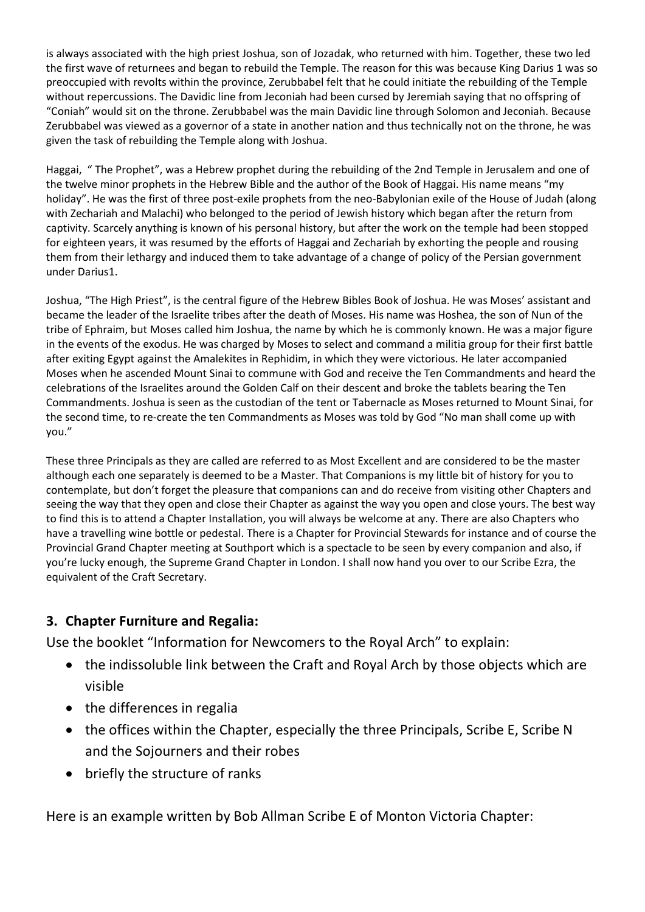is always associated with the high priest Joshua, son of Jozadak, who returned with him. Together, these two led the first wave of returnees and began to rebuild the Temple. The reason for this was because King Darius 1 was so preoccupied with revolts within the province, Zerubbabel felt that he could initiate the rebuilding of the Temple without repercussions. The Davidic line from Jeconiah had been cursed by Jeremiah saying that no offspring of "Coniah" would sit on the throne. Zerubbabel was the main Davidic line through Solomon and Jeconiah. Because Zerubbabel was viewed as a governor of a state in another nation and thus technically not on the throne, he was given the task of rebuilding the Temple along with Joshua.

Haggai, " The Prophet", was a Hebrew prophet during the rebuilding of the 2nd Temple in Jerusalem and one of the twelve minor prophets in the Hebrew Bible and the author of the Book of Haggai. His name means "my holiday". He was the first of three post-exile prophets from the neo-Babylonian exile of the House of Judah (along with Zechariah and Malachi) who belonged to the period of Jewish history which began after the return from captivity. Scarcely anything is known of his personal history, but after the work on the temple had been stopped for eighteen years, it was resumed by the efforts of Haggai and Zechariah by exhorting the people and rousing them from their lethargy and induced them to take advantage of a change of policy of the Persian government under Darius1.

Joshua, "The High Priest", is the central figure of the Hebrew Bibles Book of Joshua. He was Moses' assistant and became the leader of the Israelite tribes after the death of Moses. His name was Hoshea, the son of Nun of the tribe of Ephraim, but Moses called him Joshua, the name by which he is commonly known. He was a major figure in the events of the exodus. He was charged by Moses to select and command a militia group for their first battle after exiting Egypt against the Amalekites in Rephidim, in which they were victorious. He later accompanied Moses when he ascended Mount Sinai to commune with God and receive the Ten Commandments and heard the celebrations of the Israelites around the Golden Calf on their descent and broke the tablets bearing the Ten Commandments. Joshua is seen as the custodian of the tent or Tabernacle as Moses returned to Mount Sinai, for the second time, to re-create the ten Commandments as Moses was told by God "No man shall come up with you."

These three Principals as they are called are referred to as Most Excellent and are considered to be the master although each one separately is deemed to be a Master. That Companions is my little bit of history for you to contemplate, but don't forget the pleasure that companions can and do receive from visiting other Chapters and seeing the way that they open and close their Chapter as against the way you open and close yours. The best way to find this is to attend a Chapter Installation, you will always be welcome at any. There are also Chapters who have a travelling wine bottle or pedestal. There is a Chapter for Provincial Stewards for instance and of course the Provincial Grand Chapter meeting at Southport which is a spectacle to be seen by every companion and also, if you're lucky enough, the Supreme Grand Chapter in London. I shall now hand you over to our Scribe Ezra, the equivalent of the Craft Secretary.

### 3. Chapter Furniture and Regalia:

Use the booklet "Information for Newcomers to the Royal Arch" to explain:

- the indissoluble link between the Craft and Royal Arch by those objects which are visible
- the differences in regalia
- the offices within the Chapter, especially the three Principals, Scribe E, Scribe N and the Sojourners and their robes
- briefly the structure of ranks

Here is an example written by Bob Allman Scribe E of Monton Victoria Chapter: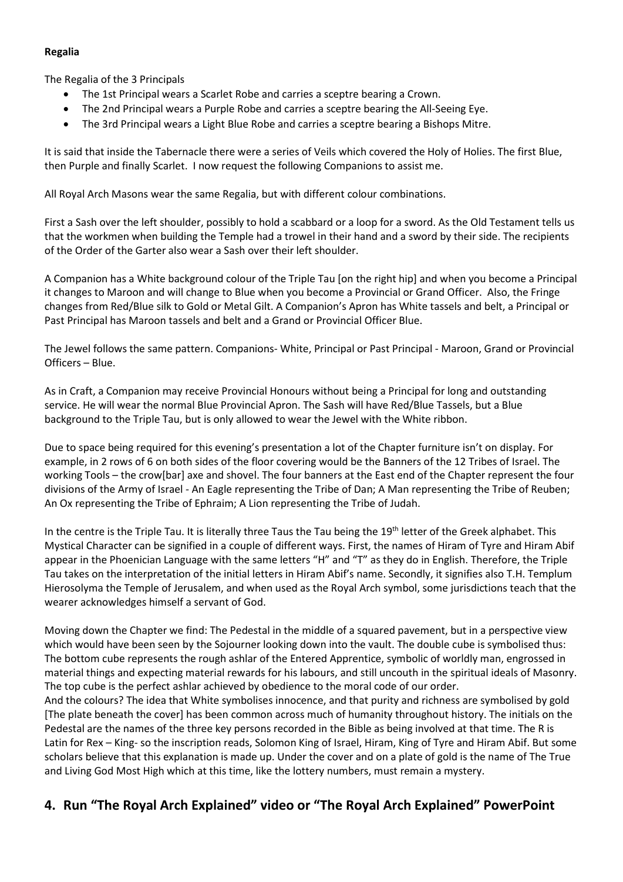**Regalia**

The Regalia of the 3 Principals

- The 1st Principal wears a Scarlet Robe and carries a sceptre bearing a Crown.
- The 2nd Principal wears a Purple Robe and carries a sceptre bearing the All-Seeing Eye.
- The 3rd Principal wears a Light Blue Robe and carries a sceptre bearing a Bishops Mitre.

It is said that inside the Tabernacle there were a series of Veils which covered the Holy of Holies. The first Blue, then Purple and finally Scarlet. I now request the following Companions to assist me.

All Royal Arch Masons wear the same Regalia, but with different colour combinations.

First a Sash over the left shoulder, possibly to hold a scabbard or a loop for a sword. As the Old Testament tells us that the workmen when building the Temple had a trowel in their hand and a sword by their side. The recipients of the Order of the Garter also wear a Sash over their left shoulder.

A Companion has a White background colour of the Triple Tau [on the right hip] and when you become a Principal it changes to Maroon and will change to Blue when you become a Provincial or Grand Officer. Also, the Fringe changes from Red/Blue silk to Gold or Metal Gilt. A Companion's Apron has White tassels and belt, a Principal or Past Principal has Maroon tassels and belt and a Grand or Provincial Officer Blue.

The Jewel follows the same pattern. Companions- White, Principal or Past Principal - Maroon, Grand or Provincial Officers – Blue.

As in Craft, a Companion may receive Provincial Honours without being a Principal for long and outstanding service. He will wear the normal Blue Provincial Apron. The Sash will have Red/Blue Tassels, but a Blue background to the Triple Tau, but is only allowed to wear the Jewel with the White ribbon.

Due to space being required for this evening's presentation a lot of the Chapter furniture isn't on display. For example, in 2 rows of 6 on both sides of the floor covering would be the Banners of the 12 Tribes of Israel. The working Tools – the crow[bar] axe and shovel. The four banners at the East end of the Chapter represent the four divisions of the Army of Israel - An Eagle representing the Tribe of Dan; A Man representing the Tribe of Reuben; An Ox representing the Tribe of Ephraim; A Lion representing the Tribe of Judah.

In the centre is the Triple Tau. It is literally three Taus the Tau being the 19th letter of the Greek alphabet. This Mystical Character can be signified in a couple of different ways. First, the names of Hiram of Tyre and Hiram Abif appear in the Phoenician Language with the same letters "H" and "T" as they do in English. Therefore, the Triple Tau takes on the interpretation of the initial letters in Hiram Abif's name. Secondly, it signifies also T.H. Templum Hierosolyma the Temple of Jerusalem, and when used as the Royal Arch symbol, some jurisdictions teach that the wearer acknowledges himself a servant of God.

Moving down the Chapter we find: The Pedestal in the middle of a squared pavement, but in a perspective view which would have been seen by the Sojourner looking down into the vault. The double cube is symbolised thus: The bottom cube represents the rough ashlar of the Entered Apprentice, symbolic of worldly man, engrossed in material things and expecting material rewards for his labours, and still uncouth in the spiritual ideals of Masonry. The top cube is the perfect ashlar achieved by obedience to the moral code of our order.

And the colours? The idea that White symbolises innocence, and that purity and richness are symbolised by gold [The plate beneath the cover] has been common across much of humanity throughout history. The initials on the Pedestal are the names of the three key persons recorded in the Bible as being involved at that time. The R is Latin for Rex – King- so the inscription reads, Solomon King of Israel, Hiram, King of Tyre and Hiram Abif. But some scholars believe that this explanation is made up. Under the cover and on a plate of gold is the name of The True and Living God Most High which at this time, like the lottery numbers, must remain a mystery.

## 4. Run "The Royal Arch Explained" video or "The Royal Arch Explained" PowerPoint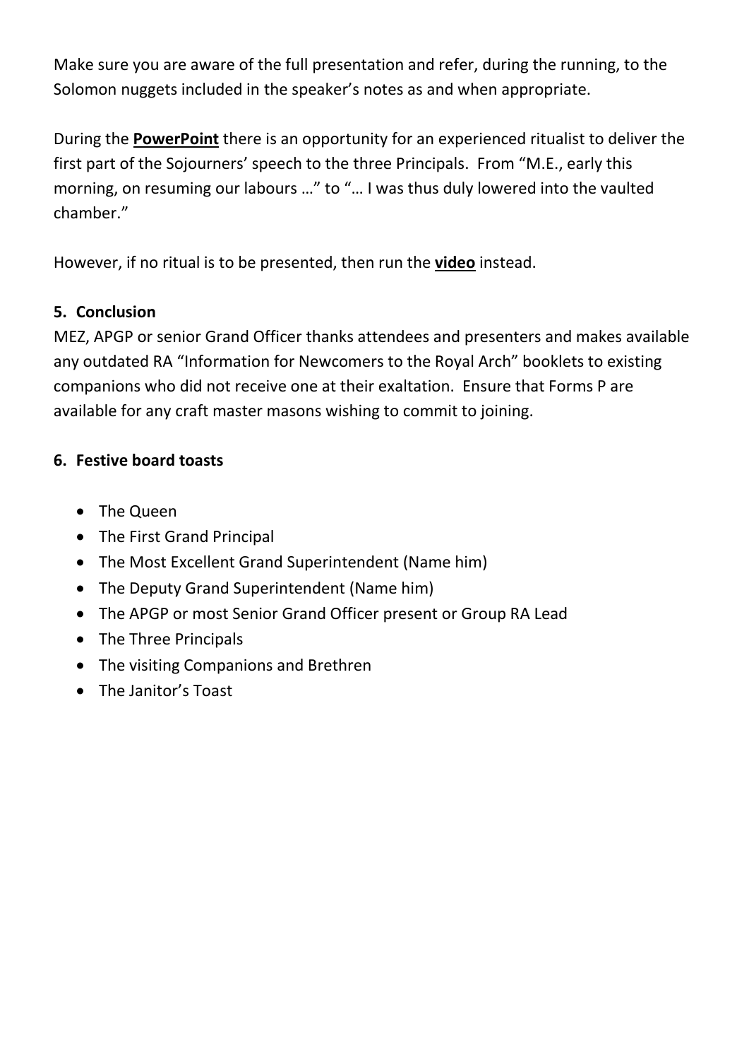Make sure you are aware of the full presentation and refer, during the running, to the Solomon nuggets included in the speaker's notes as and when appropriate.

During the **PowerPoint** there is an opportunity for an experienced ritualist to deliver the first part of the Sojourners' speech to the three Principals. From "M.E., early this morning, on resuming our labours …" to "… I was thus duly lowered into the vaulted chamber."

However, if no ritual is to be presented, then run the **video** instead.

### 5. Conclusion

MEZ, APGP or senior Grand Officer thanks attendees and presenters and makes available any outdated RA "Information for Newcomers to the Royal Arch" booklets to existing companions who did not receive one at their exaltation. Ensure that Forms P are available for any craft master masons wishing to commit to joining.

### 6. Festive board toasts

- The Queen
- The First Grand Principal
- The Most Excellent Grand Superintendent (Name him)
- The Deputy Grand Superintendent (Name him)
- The APGP or most Senior Grand Officer present or Group RA Lead
- The Three Principals
- The visiting Companions and Brethren
- The Janitor's Toast